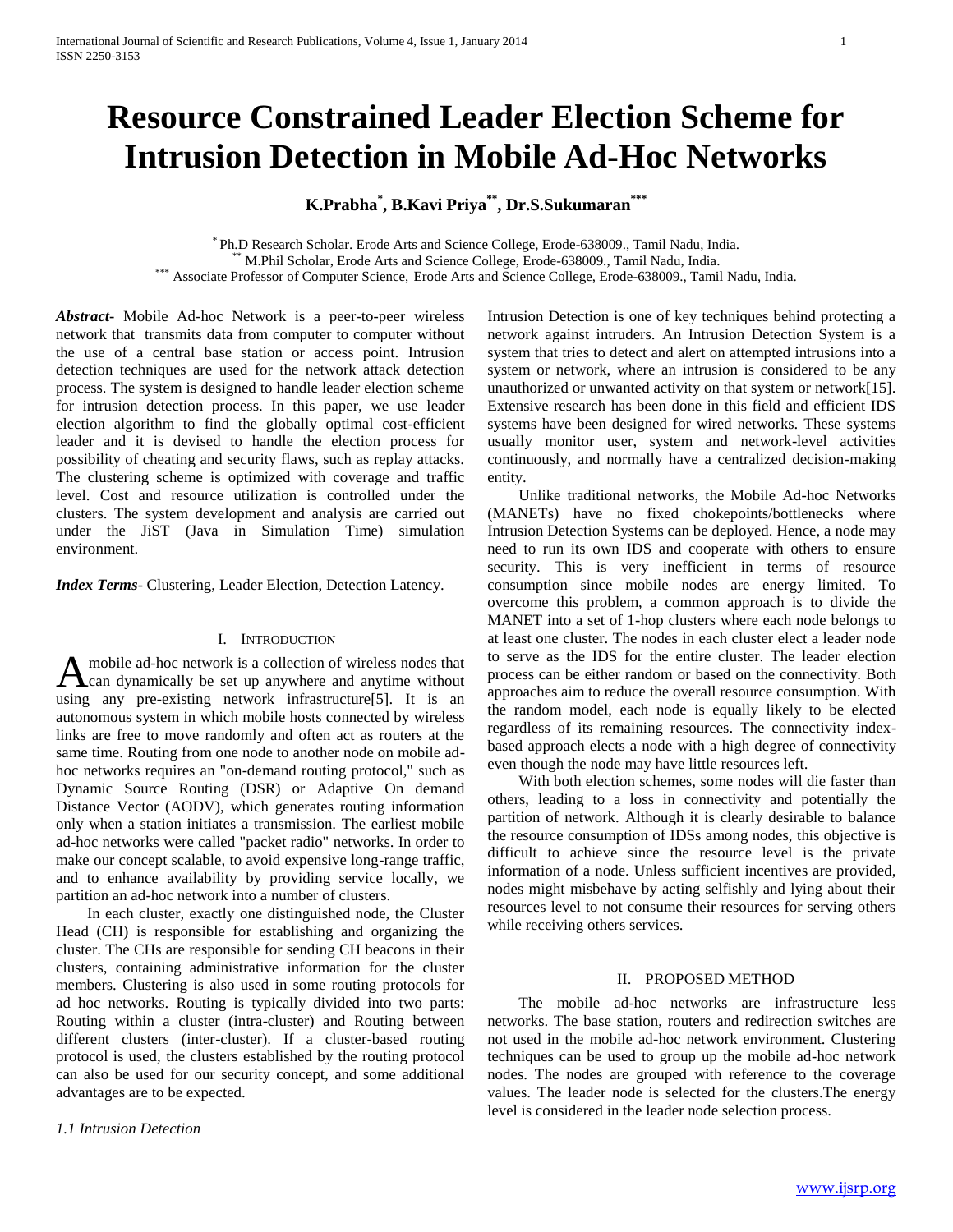# Resource Constrained Leader Election Scheme for Intrusion Detection in Mobile Ad-Hoc Networks

**K.Prabha[*], B.Kavi Priya[**], Dr.S.Sukumaran[***]**

[*] Ph.D Research Scholar. Erode Arts and Science College, Erode-638009., Tamil Nadu, India.
[**] M.Phil Scholar, Erode Arts and Science College, Erode-638009., Tamil Nadu, India.
[***] Associate Professor of Computer Science, Erode Arts and Science College, Erode-638009., Tamil Nadu, India.

***Abstract***- Mobile Ad-hoc Network is a peer-to-peer wireless network that transmits data from computer to computer without the use of a central base station or access point. Intrusion detection techniques are used for the network attack detection process. The system is designed to handle leader election scheme for intrusion detection process. In this paper, we use leader election algorithm to find the globally optimal cost-efficient leader and it is devised to handle the election process for possibility of cheating and security flaws, such as replay attacks. The clustering scheme is optimized with coverage and traffic level. Cost and resource utilization is controlled under the clusters. The system development and analysis are carried out under the JiST (Java in Simulation Time) simulation environment.

***Index Terms***- Clustering, Leader Election, Detection Latency.

## I. Introduction

A mobile ad-hoc network is a collection of wireless nodes that can dynamically be set up anywhere and anytime without using any pre-existing network infrastructure[5]. It is an autonomous system in which mobile hosts connected by wireless links are free to move randomly and often act as routers at the same time. Routing from one node to another node on mobile ad-hoc networks requires an "on-demand routing protocol," such as Dynamic Source Routing (DSR) or Adaptive On demand Distance Vector (AODV), which generates routing information only when a station initiates a transmission. The earliest mobile ad-hoc networks were called "packet radio" networks. In order to make our concept scalable, to avoid expensive long-range traffic, and to enhance availability by providing service locally, we partition an ad-hoc network into a number of clusters.

In each cluster, exactly one distinguished node, the Cluster Head (CH) is responsible for establishing and organizing the cluster. The CHs are responsible for sending CH beacons in their clusters, containing administrative information for the cluster members. Clustering is also used in some routing protocols for ad hoc networks. Routing is typically divided into two parts: Routing within a cluster (intra-cluster) and Routing between different clusters (inter-cluster). If a cluster-based routing protocol is used, the clusters established by the routing protocol can also be used for our security concept, and some additional advantages are to be expected.

### *1.1 Intrusion Detection*

Intrusion Detection is one of key techniques behind protecting a network against intruders. An Intrusion Detection System is a system that tries to detect and alert on attempted intrusions into a system or network, where an intrusion is considered to be any unauthorized or unwanted activity on that system or network[15]. Extensive research has been done in this field and efficient IDS systems have been designed for wired networks. These systems usually monitor user, system and network-level activities continuously, and normally have a centralized decision-making entity.

Unlike traditional networks, the Mobile Ad-hoc Networks (MANETs) have no fixed chokepoints/bottlenecks where Intrusion Detection Systems can be deployed. Hence, a node may need to run its own IDS and cooperate with others to ensure security. This is very inefficient in terms of resource consumption since mobile nodes are energy limited. To overcome this problem, a common approach is to divide the MANET into a set of 1-hop clusters where each node belongs to at least one cluster. The nodes in each cluster elect a leader node to serve as the IDS for the entire cluster. The leader election process can be either random or based on the connectivity. Both approaches aim to reduce the overall resource consumption. With the random model, each node is equally likely to be elected regardless of its remaining resources. The connectivity index-based approach elects a node with a high degree of connectivity even though the node may have little resources left.

With both election schemes, some nodes will die faster than others, leading to a loss in connectivity and potentially the partition of network. Although it is clearly desirable to balance the resource consumption of IDSs among nodes, this objective is difficult to achieve since the resource level is the private information of a node. Unless sufficient incentives are provided, nodes might misbehave by acting selfishly and lying about their resources level to not consume their resources for serving others while receiving others services.

## II. Proposed Method

The mobile ad-hoc networks are infrastructure less networks. The base station, routers and redirection switches are not used in the mobile ad-hoc network environment. Clustering techniques can be used to group up the mobile ad-hoc network nodes. The nodes are grouped with reference to the coverage values. The leader node is selected for the clusters.The energy level is considered in the leader node selection process.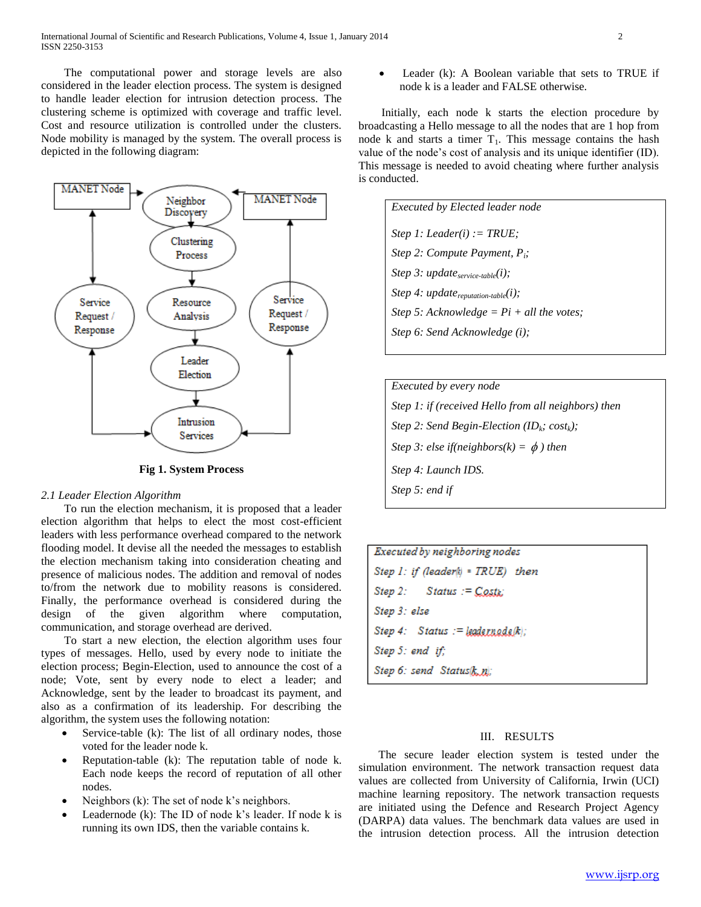The computational power and storage levels are also considered in the leader election process. The system is designed to handle leader election for intrusion detection process. The clustering scheme is optimized with coverage and traffic level. Cost and resource utilization is controlled under the clusters. Node mobility is managed by the system. The overall process is depicted in the following diagram:

**Fig 1. System Process**

*2.1 Leader Election Algorithm*

To run the election mechanism, it is proposed that a leader election algorithm that helps to elect the most cost-efficient leaders with less performance overhead compared to the network flooding model. It devise all the needed the messages to establish the election mechanism taking into consideration cheating and presence of malicious nodes. The addition and removal of nodes to/from the network due to mobility reasons is considered. Finally, the performance overhead is considered during the design of the given algorithm where computation, communication, and storage overhead are derived.

To start a new election, the election algorithm uses four types of messages. Hello, used by every node to initiate the election process; Begin-Election, used to announce the cost of a node; Vote, sent by every node to elect a leader; and Acknowledge, sent by the leader to broadcast its payment, and also as a confirmation of its leadership. For describing the algorithm, the system uses the following notation:

- Service-table (k): The list of all ordinary nodes, those voted for the leader node k.
- Reputation-table (k): The reputation table of node k. Each node keeps the record of reputation of all other nodes.
- Neighbors (k): The set of node k's neighbors.
- Leadernode (k): The ID of node k's leader. If node k is running its own IDS, then the variable contains k.
- Leader (k): A Boolean variable that sets to TRUE if node k is a leader and FALSE otherwise.

Initially, each node k starts the election procedure by broadcasting a Hello message to all the nodes that are 1 hop from node k and starts a timer $T_1$. This message contains the hash value of the node's cost of analysis and its unique identifier (ID). This message is needed to avoid cheating where further analysis is conducted.

> *Executed by Elected leader node*
>
> *Step 1: Leader(i) := TRUE;*
>
> *Step 2: Compute Payment, $P_i$;*
>
> *Step 3: $update_{service\text{-}table}(i)$;*
>
> *Step 4: $update_{reputation\text{-}table}(i)$;*
>
> *Step 5: Acknowledge = Pi + all the votes;*
>
> *Step 6: Send Acknowledge (i);*

> *Executed by every node*
>
> *Step 1: if (received Hello from all neighbors) then*
>
> *Step 2: Send Begin-Election ($ID_k$; $cost_k$);*
>
> *Step 3: else if(neighbors(k) = $\phi$ ) then*
>
> *Step 4: Launch IDS.*
>
> *Step 5: end if*

> *Executed by neighboring nodes*
>
> *Step 1: if (leader(i) = TRUE) then*
>
> *Step 2: Status := $Cost_k$;*
>
> *Step 3: else*
>
> *Step 4: Status := leadernode(k);*
>
> *Step 5: end if;*
>
> *Step 6: send Status(k, n);*

## III. RESULTS

The secure leader election system is tested under the simulation environment. The network transaction request data values are collected from University of California, Irwin (UCI) machine learning repository. The network transaction requests are initiated using the Defence and Research Project Agency (DARPA) data values. The benchmark data values are used in the intrusion detection process. All the intrusion detection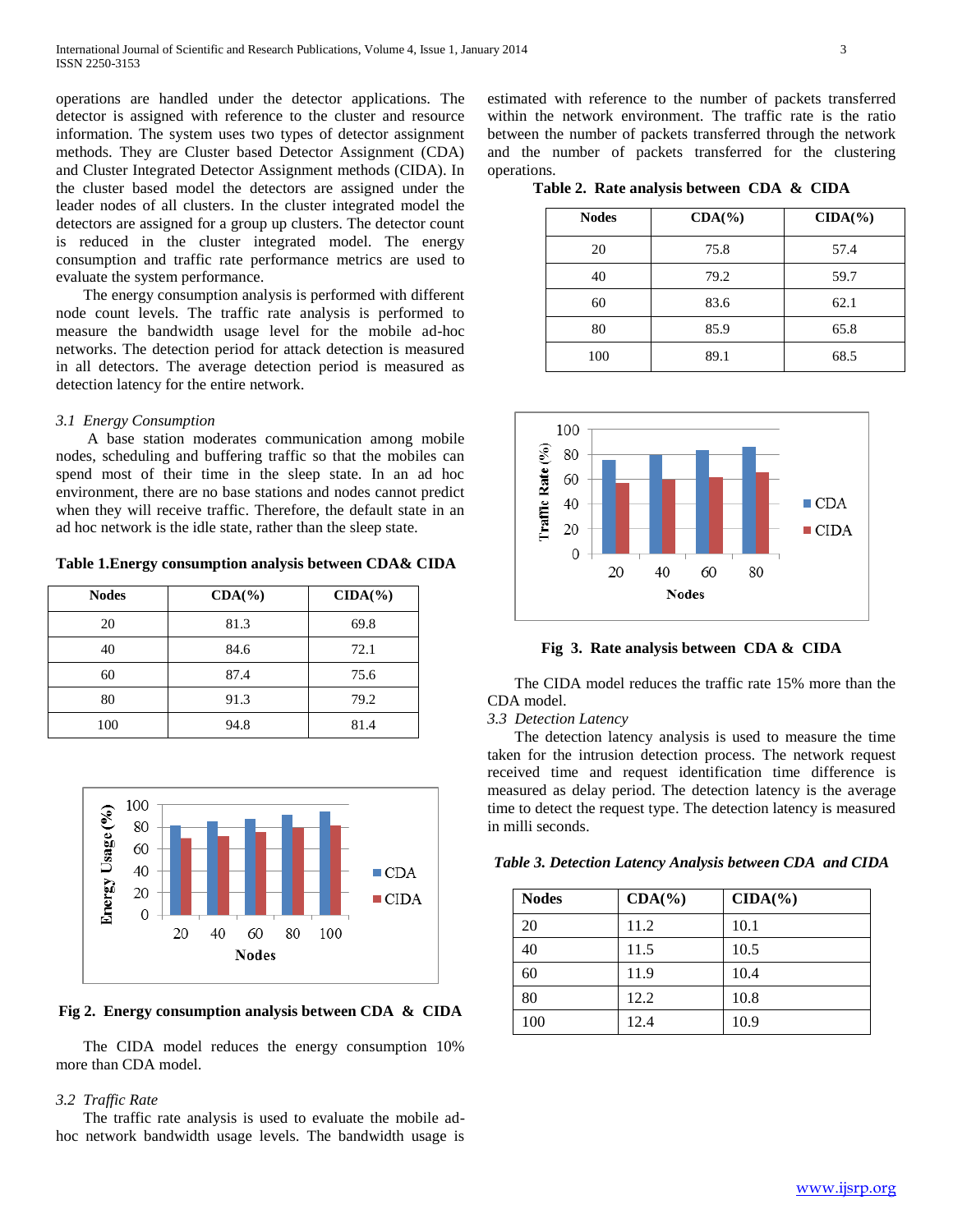operations are handled under the detector applications. The detector is assigned with reference to the cluster and resource information. The system uses two types of detector assignment methods. They are Cluster based Detector Assignment (CDA) and Cluster Integrated Detector Assignment methods (CIDA). In the cluster based model the detectors are assigned under the leader nodes of all clusters. In the cluster integrated model the detectors are assigned for a group up clusters. The detector count is reduced in the cluster integrated model. The energy consumption and traffic rate performance metrics are used to evaluate the system performance.

The energy consumption analysis is performed with different node count levels. The traffic rate analysis is performed to measure the bandwidth usage level for the mobile ad-hoc networks. The detection period for attack detection is measured in all detectors. The average detection period is measured as detection latency for the entire network.

### *3.1 Energy Consumption*

A base station moderates communication among mobile nodes, scheduling and buffering traffic so that the mobiles can spend most of their time in the sleep state. In an ad hoc environment, there are no base stations and nodes cannot predict when they will receive traffic. Therefore, the default state in an ad hoc network is the idle state, rather than the sleep state.

**Table 1.Energy consumption analysis between CDA& CIDA**

| Nodes | CDA(%) | CIDA(%) |
|---|---|---|
| 20 | 81.3 | 69.8 |
| 40 | 84.6 | 72.1 |
| 60 | 87.4 | 75.6 |
| 80 | 91.3 | 79.2 |
| 100 | 94.8 | 81.4 |

**Fig 2. Energy consumption analysis between CDA & CIDA**

The CIDA model reduces the energy consumption 10% more than CDA model.

### *3.2 Traffic Rate*

The traffic rate analysis is used to evaluate the mobile ad-hoc network bandwidth usage levels. The bandwidth usage is estimated with reference to the number of packets transferred within the network environment. The traffic rate is the ratio between the number of packets transferred through the network and the number of packets transferred for the clustering operations.

**Table 2. Rate analysis between CDA & CIDA**

| Nodes | CDA(%) | CIDA(%) |
|---|---|---|
| 20 | 75.8 | 57.4 |
| 40 | 79.2 | 59.7 |
| 60 | 83.6 | 62.1 |
| 80 | 85.9 | 65.8 |
| 100 | 89.1 | 68.5 |

**Fig 3. Rate analysis between CDA & CIDA**

The CIDA model reduces the traffic rate 15% more than the CDA model.

### *3.3 Detection Latency*

The detection latency analysis is used to measure the time taken for the intrusion detection process. The network request received time and request identification time difference is measured as delay period. The detection latency is the average time to detect the request type. The detection latency is measured in milli seconds.

***Table 3. Detection Latency Analysis between CDA and CIDA***

| Nodes | CDA(%) | CIDA(%) |
|---|---|---|
| 20 | 11.2 | 10.1 |
| 40 | 11.5 | 10.5 |
| 60 | 11.9 | 10.4 |
| 80 | 12.2 | 10.8 |
| 100 | 12.4 | 10.9 |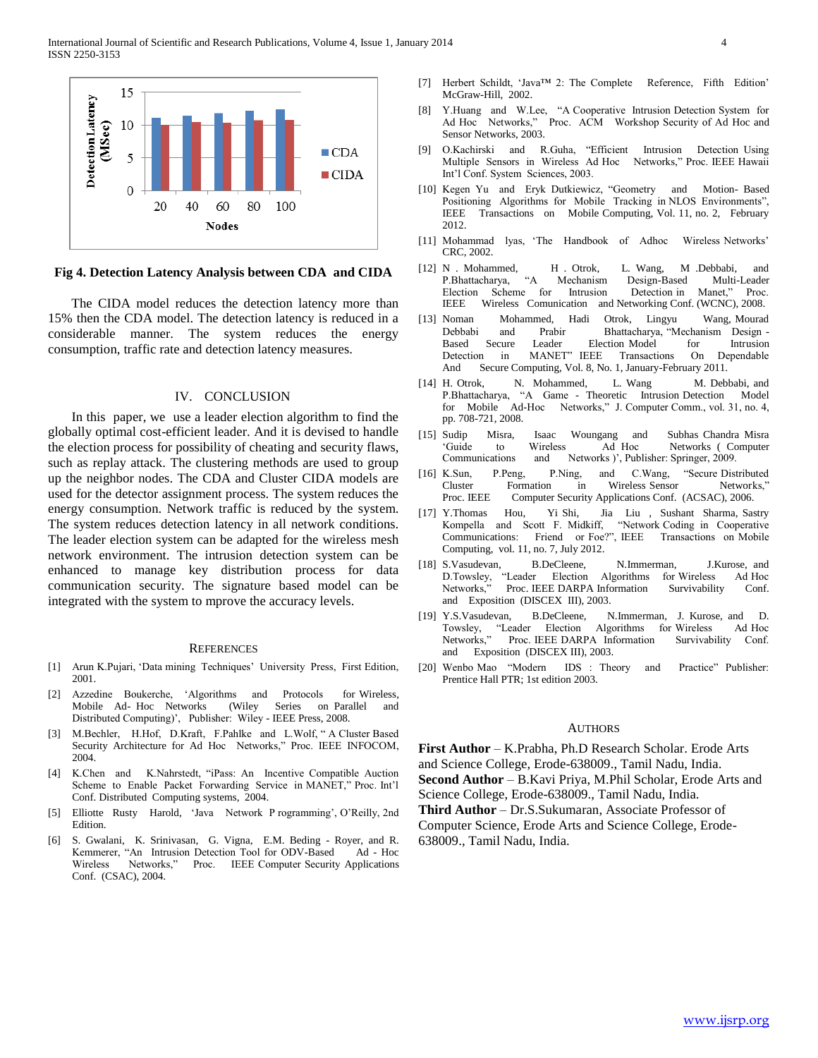15
10
5
0
Detection Latency (MSec)
20 40 60 80 100
Nodes
CDA
CIDA

**Fig 4. Detection Latency Analysis between CDA and CIDA**

The CIDA model reduces the detection latency more than 15% then the CDA model. The detection latency is reduced in a considerable manner. The system reduces the energy consumption, traffic rate and detection latency measures.

## IV. CONCLUSION

In this paper, we use a leader election algorithm to find the globally optimal cost-efficient leader. And it is devised to handle the election process for possibility of cheating and security flaws, such as replay attack. The clustering methods are used to group up the neighbor nodes. The CDA and Cluster CIDA models are used for the detector assignment process. The system reduces the energy consumption. Network traffic is reduced by the system. The system reduces detection latency in all network conditions. The leader election system can be adapted for the wireless mesh network environment. The intrusion detection system can be enhanced to manage key distribution process for data communication security. The signature based model can be integrated with the system to mprove the accuracy levels.

## REFERENCES

[1] Arun K.Pujari, 'Data mining Techniques' University Press, First Edition, 2001.

[2] Azzedine Boukerche, 'Algorithms and Protocols for Wireless, Mobile Ad- Hoc Networks (Wiley Series on Parallel and Distributed Computing)', Publisher: Wiley - IEEE Press, 2008.

[3] M.Bechler, H.Hof, D.Kraft, F.Pahlke and L.Wolf, " A Cluster Based Security Architecture for Ad Hoc Networks," Proc. IEEE INFOCOM, 2004.

[4] K.Chen and K.Nahrstedt, "iPass: An Incentive Compatible Auction Scheme to Enable Packet Forwarding Service in MANET," Proc. Int'l Conf. Distributed Computing systems, 2004.

[5] Elliotte Rusty Harold, 'Java Network P rogramming', O'Reilly, 2nd Edition.

[6] S. Gwalani, K. Srinivasan, G. Vigna, E.M. Beding - Royer, and R. Kemmerer, "An Intrusion Detection Tool for ODV-Based Ad - Hoc Wireless Networks," Proc. IEEE Computer Security Applications Conf. (CSAC), 2004.

[7] Herbert Schildt, 'Java™ 2: The Complete Reference, Fifth Edition' McGraw-Hill, 2002.

[8] Y.Huang and W.Lee, "A Cooperative Intrusion Detection System for Ad Hoc Networks," Proc. ACM Workshop Security of Ad Hoc and Sensor Networks, 2003.

[9] O.Kachirski and R.Guha, "Efficient Intrusion Detection Using Multiple Sensors in Wireless Ad Hoc Networks," Proc. IEEE Hawaii Int'l Conf. System Sciences, 2003.

[10] Kegen Yu and Eryk Dutkiewicz, "Geometry and Motion- Based Positioning Algorithms for Mobile Tracking in NLOS Environments", IEEE Transactions on Mobile Computing, Vol. 11, no. 2, February 2012.

[11] Mohammad lyas, 'The Handbook of Adhoc Wireless Networks' CRC, 2002.

[12] N . Mohammed, H . Otrok, L. Wang, M .Debbabi, and P.Bhattacharya, "A Mechanism Design-Based Multi-Leader Election Scheme for Intrusion Detection in Manet," Proc. IEEE Wireless Comunication and Networking Conf. (WCNC), 2008.

[13] Noman Mohammed, Hadi Otrok, Lingyu Wang, Mourad Debbabi and Prabir Bhattacharya, "Mechanism Design - Based Secure Leader Election Model for Intrusion Detection in MANET" IEEE Transactions On Dependable And Secure Computing, Vol. 8, No. 1, January-February 2011.

[14] H. Otrok, N. Mohammed, L. Wang M. Debbabi, and P.Bhattacharya, "A Game - Theoretic Intrusion Detection Model for Mobile Ad-Hoc Networks," J. Computer Comm., vol. 31, no. 4, pp. 708-721, 2008.

[15] Sudip Misra, Isaac Woungang and Subhas Chandra Misra 'Guide to Wireless Ad Hoc Networks ( Computer Communications and Networks )', Publisher: Springer, 2009.

[16] K.Sun, P.Peng, P.Ning, and C.Wang, "Secure Distributed Cluster Formation in Wireless Sensor Networks," Proc. IEEE Computer Security Applications Conf. (ACSAC), 2006.

[17] Y.Thomas Hou, Yi Shi, Jia Liu , Sushant Sharma, Sastry Kompella and Scott F. Midkiff, "Network Coding in Cooperative Communications: Friend or Foe?", IEEE Transactions on Mobile Computing, vol. 11, no. 7, July 2012.

[18] S.Vasudevan, B.DeCleene, N.Immerman, J.Kurose, and D.Towsley, "Leader Election Algorithms for Wireless Ad Hoc Networks," Proc. IEEE DARPA Information Survivability Conf. and Exposition (DISCEX III), 2003.

[19] Y.S.Vasudevan, B.DeCleene, N.Immerman, J. Kurose, and D. Towsley, "Leader Election Algorithms for Wireless Ad Hoc Networks," Proc. IEEE DARPA Information Survivability Conf. and Exposition (DISCEX III), 2003.

[20] Wenbo Mao "Modern IDS : Theory and Practice" Publisher: Prentice Hall PTR; 1st edition 2003.

## AUTHORS

**First Author** – K.Prabha, Ph.D Research Scholar. Erode Arts and Science College, Erode-638009., Tamil Nadu, India.
**Second Author** – B.Kavi Priya, M.Phil Scholar, Erode Arts and Science College, Erode-638009., Tamil Nadu, India.
**Third Author** – Dr.S.Sukumaran, Associate Professor of Computer Science, Erode Arts and Science College, Erode-638009., Tamil Nadu, India.